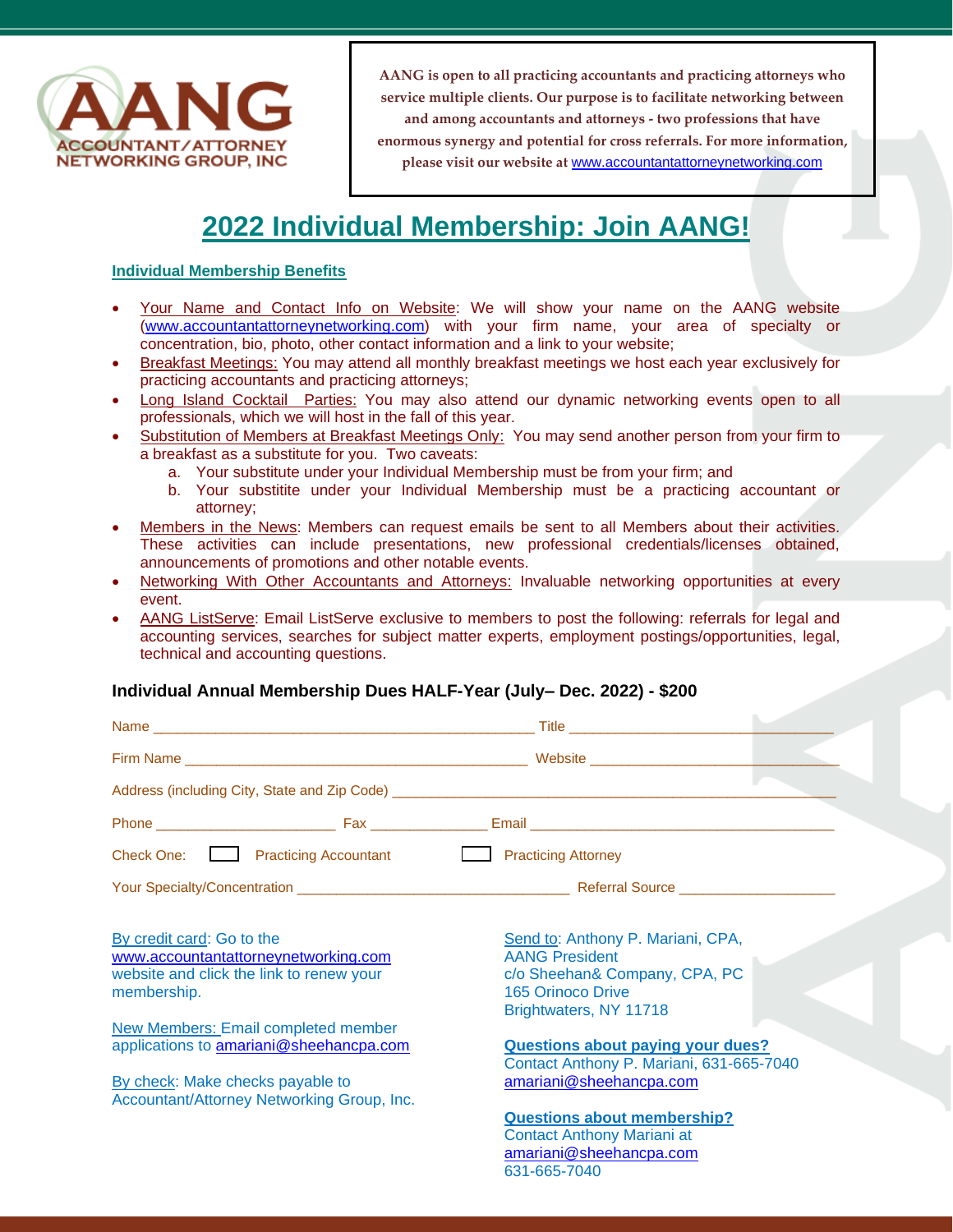AANG
ACCOUNTANT/ATTORNEY NETWORKING GROUP, INC

AANG is open to all practicing accountants and practicing attorneys who service multiple clients. Our purpose is to facilitate networking between and among accountants and attorneys - two professions that have enormous synergy and potential for cross referrals. For more information, please visit our website at www.accountantattorneynetworking.com

# 2022 Individual Membership: Join AANG!

## Individual Membership Benefits

- Your Name and Contact Info on Website: We will show your name on the AANG website (www.accountantattorneynetworking.com) with your firm name, your area of specialty or concentration, bio, photo, other contact information and a link to your website;
- Breakfast Meetings: You may attend all monthly breakfast meetings we host each year exclusively for practicing accountants and practicing attorneys;
- Long Island Cocktail Parties: You may also attend our dynamic networking events open to all professionals, which we will host in the fall of this year.
- Substitution of Members at Breakfast Meetings Only: You may send another person from your firm to a breakfast as a substitute for you. Two caveats:
    a. Your substitute under your Individual Membership must be from your firm; and
    b. Your substitite under your Individual Membership must be a practicing accountant or attorney;
- Members in the News: Members can request emails be sent to all Members about their activities. These activities can include presentations, new professional credentials/licenses obtained, announcements of promotions and other notable events.
- Networking With Other Accountants and Attorneys: Invaluable networking opportunities at every event.
- AANG ListServe: Email ListServe exclusive to members to post the following: referrals for legal and accounting services, searches for subject matter experts, employment postings/opportunities, legal, technical and accounting questions.

### Individual Annual Membership Dues HALF-Year (July– Dec. 2022) - $200

Name ______________________________ Title ______________________

Firm Name ___________________________ Website ____________________

Address (including City, State and Zip Code) ______________________________________

Phone _______________ Fax __________ Email _________________________

Check One: ☐ Practicing Accountant ☐ Practicing Attorney

Your Specialty/Concentration ______________________ Referral Source ____________

By credit card: Go to the www.accountantattorneynetworking.com website and click the link to renew your membership.

New Members: Email completed member applications to amariani@sheehancpa.com

By check: Make checks payable to Accountant/Attorney Networking Group, Inc.

Send to: Anthony P. Mariani, CPA,
AANG President
c/o Sheehan& Company, CPA, PC
165 Orinoco Drive
Brightwaters, NY 11718

**Questions about paying your dues?**
Contact Anthony P. Mariani, 631-665-7040
amariani@sheehancpa.com

**Questions about membership?**
Contact Anthony Mariani at
amariani@sheehancpa.com
631-665-7040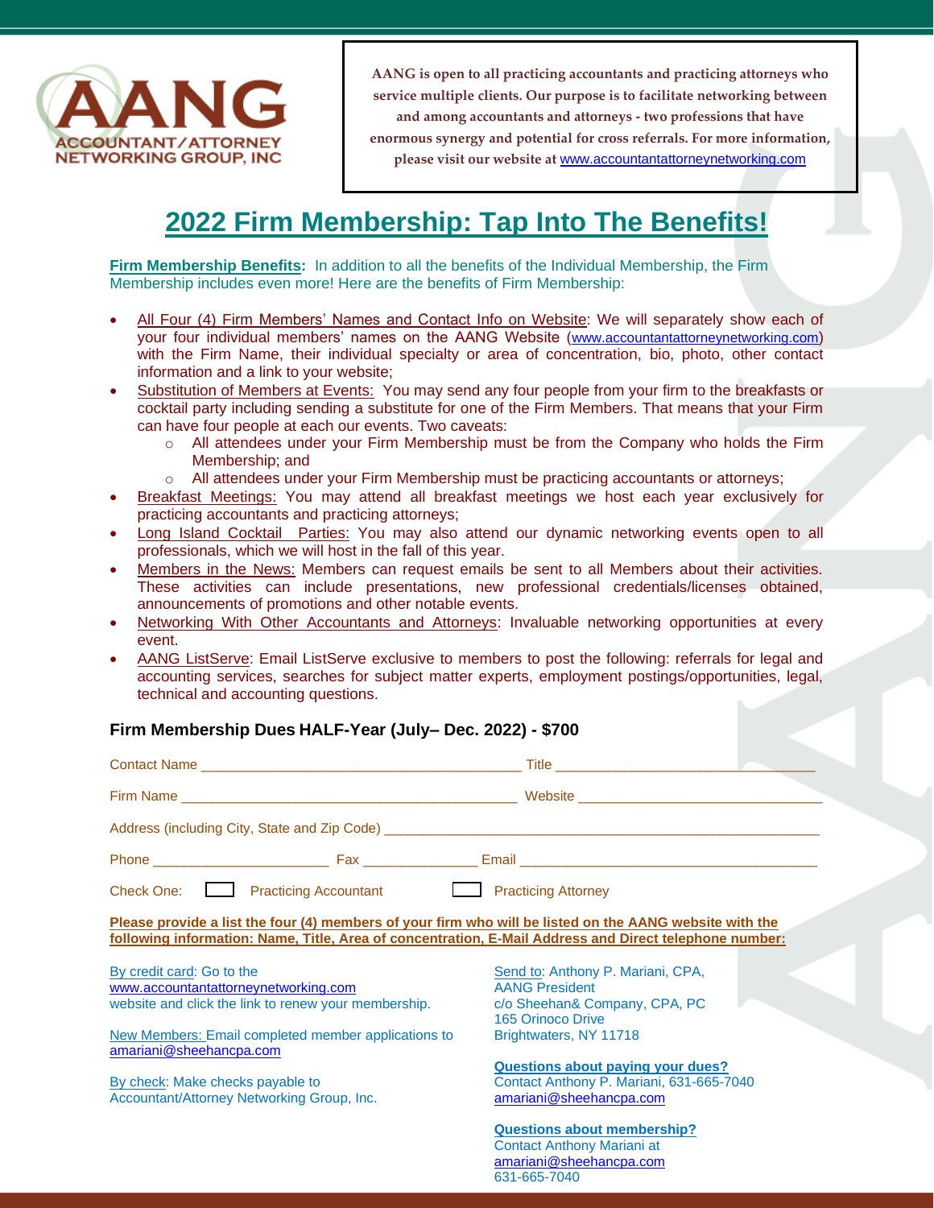AANG ACCOUNTANT/ATTORNEY NETWORKING GROUP, INC

**AANG is open to all practicing accountants and practicing attorneys who service multiple clients. Our purpose is to facilitate networking between and among accountants and attorneys - two professions that have enormous synergy and potential for cross referrals. For more information, please visit our website at** www.accountantattorneynetworking.com

# 2022 Firm Membership: Tap Into The Benefits!

**Firm Membership Benefits:** In addition to all the benefits of the Individual Membership, the Firm Membership includes even more! Here are the benefits of Firm Membership:

- All Four (4) Firm Members' Names and Contact Info on Website: We will separately show each of your four individual members' names on the AANG Website (www.accountantattorneynetworking.com) with the Firm Name, their individual specialty or area of concentration, bio, photo, other contact information and a link to your website;
- Substitution of Members at Events: You may send any four people from your firm to the breakfasts or cocktail party including sending a substitute for one of the Firm Members. That means that your Firm can have four people at each our events. Two caveats:
    - All attendees under your Firm Membership must be from the Company who holds the Firm Membership; and
    - All attendees under your Firm Membership must be practicing accountants or attorneys;
- Breakfast Meetings: You may attend all breakfast meetings we host each year exclusively for practicing accountants and practicing attorneys;
- Long Island Cocktail Parties: You may also attend our dynamic networking events open to all professionals, which we will host in the fall of this year.
- Members in the News: Members can request emails be sent to all Members about their activities. These activities can include presentations, new professional credentials/licenses obtained, announcements of promotions and other notable events.
- Networking With Other Accountants and Attorneys: Invaluable networking opportunities at every event.
- AANG ListServe: Email ListServe exclusive to members to post the following: referrals for legal and accounting services, searches for subject matter experts, employment postings/opportunities, legal, technical and accounting questions.

**Firm Membership Dues HALF-Year (July– Dec. 2022) - $700**

Contact Name ________________________________________ Title ________________________________

Firm Name ___________________________________________ Website ______________________________

Address (including City, State and Zip Code) ____________________________________________________

Phone ______________________ Fax ______________ Email ______________________________________

Check One: ☐ Practicing Accountant ☐ Practicing Attorney

**Please provide a list the four (4) members of your firm who will be listed on the AANG website with the following information: Name, Title, Area of concentration, E-Mail Address and Direct telephone number:**

By credit card: Go to the www.accountantattorneynetworking.com website and click the link to renew your membership.

New Members: Email completed member applications to amariani@sheehancpa.com

By check: Make checks payable to Accountant/Attorney Networking Group, Inc.

Send to: Anthony P. Mariani, CPA,
AANG President
c/o Sheehan& Company, CPA, PC
165 Orinoco Drive
Brightwaters, NY 11718

**Questions about paying your dues?**
Contact Anthony P. Mariani, 631-665-7040
amariani@sheehancpa.com

**Questions about membership?**
Contact Anthony Mariani at
amariani@sheehancpa.com
631-665-7040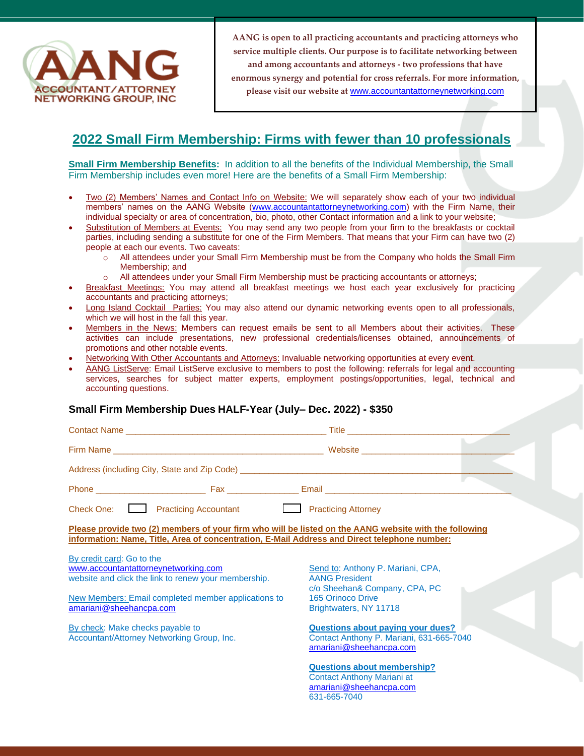**ACCOUNTANT/ATTORNEY NETWORKING GROUP, INC**

AANG is open to all practicing accountants and practicing attorneys who service multiple clients. Our purpose is to facilitate networking between and among accountants and attorneys - two professions that have enormous synergy and potential for cross referrals. For more information, please visit our website at www.accountantattorneynetworking.com

## 2022 Small Firm Membership: Firms with fewer than 10 professionals

**Small Firm Membership Benefits:** In addition to all the benefits of the Individual Membership, the Small Firm Membership includes even more! Here are the benefits of a Small Firm Membership:

- Two (2) Members' Names and Contact Info on Website: We will separately show each of your two individual members' names on the AANG Website (www.accountantattorneynetworking.com) with the Firm Name, their individual specialty or area of concentration, bio, photo, other Contact information and a link to your website;
- Substitution of Members at Events: You may send any two people from your firm to the breakfasts or cocktail parties, including sending a substitute for one of the Firm Members. That means that your Firm can have two (2) people at each our events. Two caveats:
  - All attendees under your Small Firm Membership must be from the Company who holds the Small Firm Membership; and
  - All attendees under your Small Firm Membership must be practicing accountants or attorneys;
- Breakfast Meetings: You may attend all breakfast meetings we host each year exclusively for practicing accountants and practicing attorneys;
- Long Island Cocktail Parties: You may also attend our dynamic networking events open to all professionals, which we will host in the fall this year.
- Members in the News: Members can request emails be sent to all Members about their activities. These activities can include presentations, new professional credentials/licenses obtained, announcements of promotions and other notable events.
- Networking With Other Accountants and Attorneys: Invaluable networking opportunities at every event.
- AANG ListServe: Email ListServe exclusive to members to post the following: referrals for legal and accounting services, searches for subject matter experts, employment postings/opportunities, legal, technical and accounting questions.

### Small Firm Membership Dues HALF-Year (July– Dec. 2022) - $350

Contact Name ________________________________________ Title _________________________________

Firm Name ___________________________________________ Website _______________________________

Address (including City, State and Zip Code) ___________________________________________________________

Phone ______________________ Fax ______________ Email _____________________________________

Check One: ☐ Practicing Accountant ☐ Practicing Attorney

**Please provide two (2) members of your firm who will be listed on the AANG website with the following information: Name, Title, Area of concentration, E-Mail Address and Direct telephone number:**

By credit card: Go to the www.accountantattorneynetworking.com website and click the link to renew your membership.

New Members: Email completed member applications to amariani@sheehancpa.com

By check: Make checks payable to Accountant/Attorney Networking Group, Inc.

Send to: Anthony P. Mariani, CPA,
AANG President
c/o Sheehan& Company, CPA, PC
165 Orinoco Drive
Brightwaters, NY 11718

**Questions about paying your dues?**
Contact Anthony P. Mariani, 631-665-7040
amariani@sheehancpa.com

**Questions about membership?**
Contact Anthony Mariani at
amariani@sheehancpa.com
631-665-7040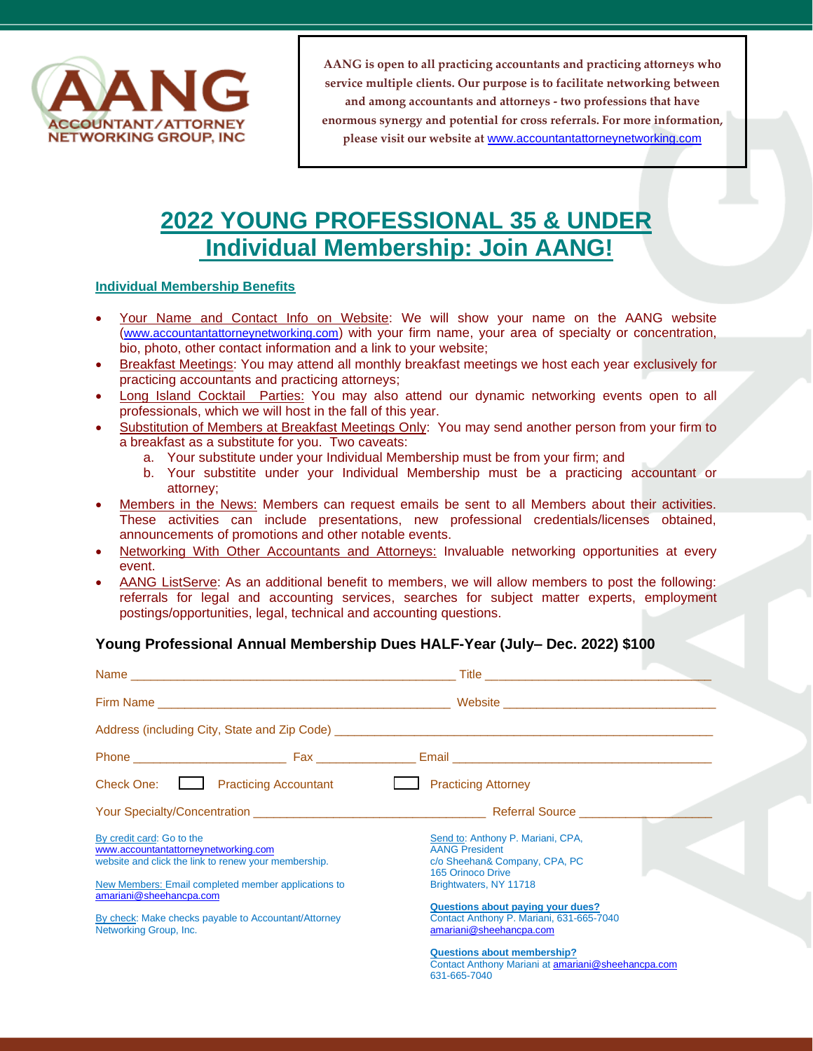AANG
ACCOUNTANT/ATTORNEY NETWORKING GROUP, INC

**AANG is open to all practicing accountants and practicing attorneys who service multiple clients. Our purpose is to facilitate networking between and among accountants and attorneys - two professions that have enormous synergy and potential for cross referrals. For more information, please visit our website at www.accountantattorneynetworking.com**

# 2022 YOUNG PROFESSIONAL 35 & UNDER Individual Membership: Join AANG!

## Individual Membership Benefits

- Your Name and Contact Info on Website: We will show your name on the AANG website (www.accountantattorneynetworking.com) with your firm name, your area of specialty or concentration, bio, photo, other contact information and a link to your website;
- Breakfast Meetings: You may attend all monthly breakfast meetings we host each year exclusively for practicing accountants and practicing attorneys;
- Long Island Cocktail Parties: You may also attend our dynamic networking events open to all professionals, which we will host in the fall of this year.
- Substitution of Members at Breakfast Meetings Only: You may send another person from your firm to a breakfast as a substitute for you. Two caveats:
  a. Your substitute under your Individual Membership must be from your firm; and
  b. Your substitite under your Individual Membership must be a practicing accountant or attorney;
- Members in the News: Members can request emails be sent to all Members about their activities. These activities can include presentations, new professional credentials/licenses obtained, announcements of promotions and other notable events.
- Networking With Other Accountants and Attorneys: Invaluable networking opportunities at every event.
- AANG ListServe: As an additional benefit to members, we will allow members to post the following: referrals for legal and accounting services, searches for subject matter experts, employment postings/opportunities, legal, technical and accounting questions.

### Young Professional Annual Membership Dues HALF-Year (July– Dec. 2022) $100

Name ____________________ Title ____________________

Firm Name ____________________ Website ____________________

Address (including City, State and Zip Code) ____________________

Phone ____________ Fax ____________ Email ____________________

Check One: ☐ Practicing Accountant ☐ Practicing Attorney

Your Specialty/Concentration ____________________ Referral Source ____________

By credit card: Go to the www.accountantattorneynetworking.com website and click the link to renew your membership.

New Members: Email completed member applications to amariani@sheehancpa.com

By check: Make checks payable to Accountant/Attorney Networking Group, Inc.

Send to: Anthony P. Mariani, CPA, AANG President c/o Sheehan& Company, CPA, PC 165 Orinoco Drive Brightwaters, NY 11718

**Questions about paying your dues?**
Contact Anthony P. Mariani, 631-665-7040 amariani@sheehancpa.com

**Questions about membership?**
Contact Anthony Mariani at amariani@sheehancpa.com 631-665-7040